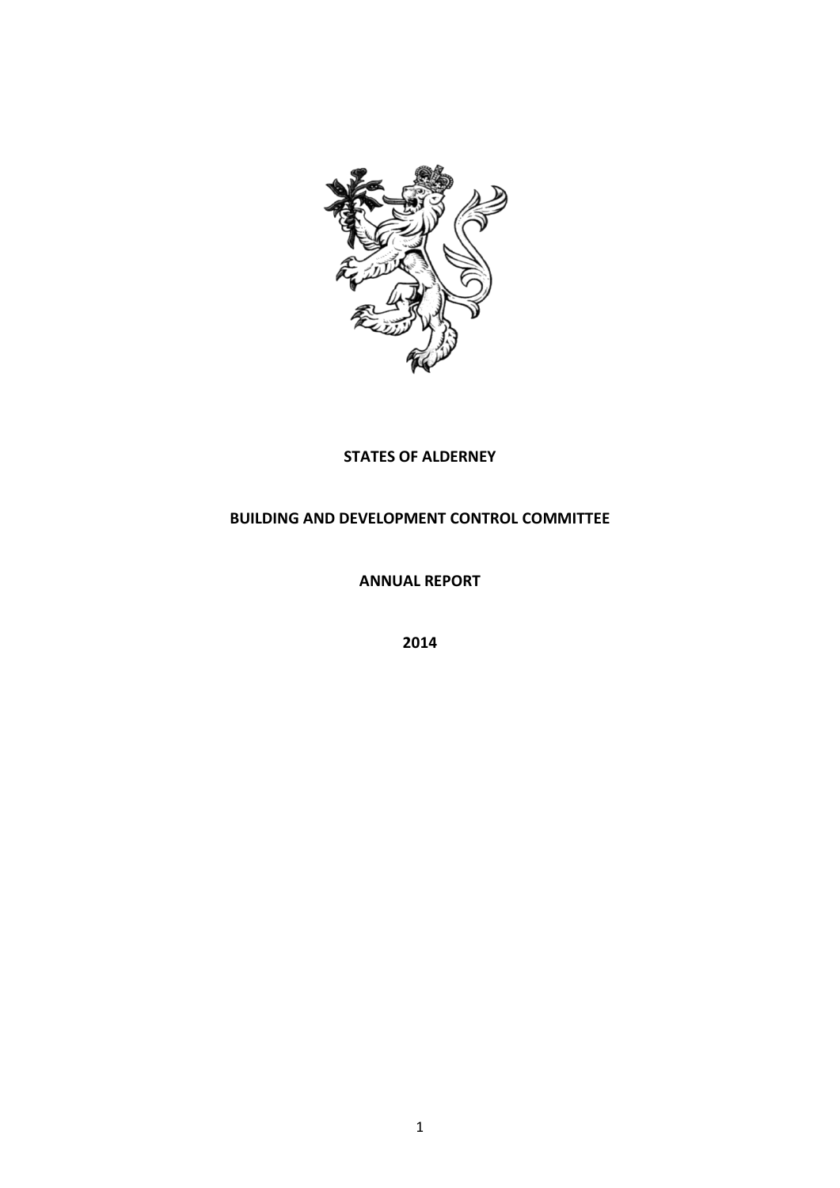# STATES OF ALDERNEY

## BUILDING AND DEVELOPMENT CONTROL COMMITTEE

## ANNUAL REPORT

## 2014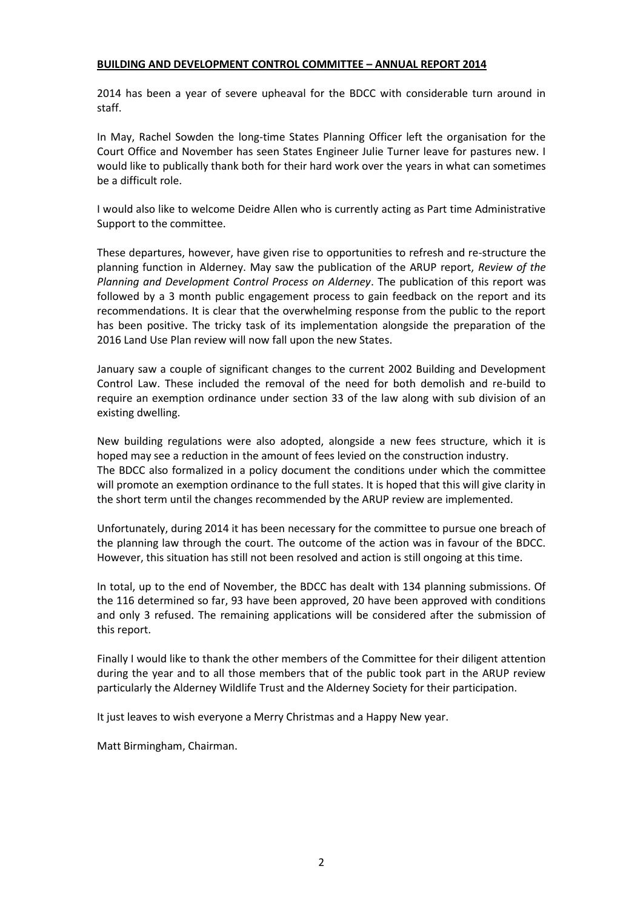**BUILDING AND DEVELOPMENT CONTROL COMMITTEE – ANNUAL REPORT 2014**

2014 has been a year of severe upheaval for the BDCC with considerable turn around in staff.

In May, Rachel Sowden the long-time States Planning Officer left the organisation for the Court Office and November has seen States Engineer Julie Turner leave for pastures new. I would like to publically thank both for their hard work over the years in what can sometimes be a difficult role.

I would also like to welcome Deidre Allen who is currently acting as Part time Administrative Support to the committee.

These departures, however, have given rise to opportunities to refresh and re-structure the planning function in Alderney. May saw the publication of the ARUP report, *Review of the Planning and Development Control Process on Alderney*. The publication of this report was followed by a 3 month public engagement process to gain feedback on the report and its recommendations. It is clear that the overwhelming response from the public to the report has been positive. The tricky task of its implementation alongside the preparation of the 2016 Land Use Plan review will now fall upon the new States.

January saw a couple of significant changes to the current 2002 Building and Development Control Law. These included the removal of the need for both demolish and re-build to require an exemption ordinance under section 33 of the law along with sub division of an existing dwelling.

New building regulations were also adopted, alongside a new fees structure, which it is hoped may see a reduction in the amount of fees levied on the construction industry.
The BDCC also formalized in a policy document the conditions under which the committee will promote an exemption ordinance to the full states. It is hoped that this will give clarity in the short term until the changes recommended by the ARUP review are implemented.

Unfortunately, during 2014 it has been necessary for the committee to pursue one breach of the planning law through the court. The outcome of the action was in favour of the BDCC. However, this situation has still not been resolved and action is still ongoing at this time.

In total, up to the end of November, the BDCC has dealt with 134 planning submissions. Of the 116 determined so far, 93 have been approved, 20 have been approved with conditions and only 3 refused. The remaining applications will be considered after the submission of this report.

Finally I would like to thank the other members of the Committee for their diligent attention during the year and to all those members that of the public took part in the ARUP review particularly the Alderney Wildlife Trust and the Alderney Society for their participation.

It just leaves to wish everyone a Merry Christmas and a Happy New year.

Matt Birmingham, Chairman.